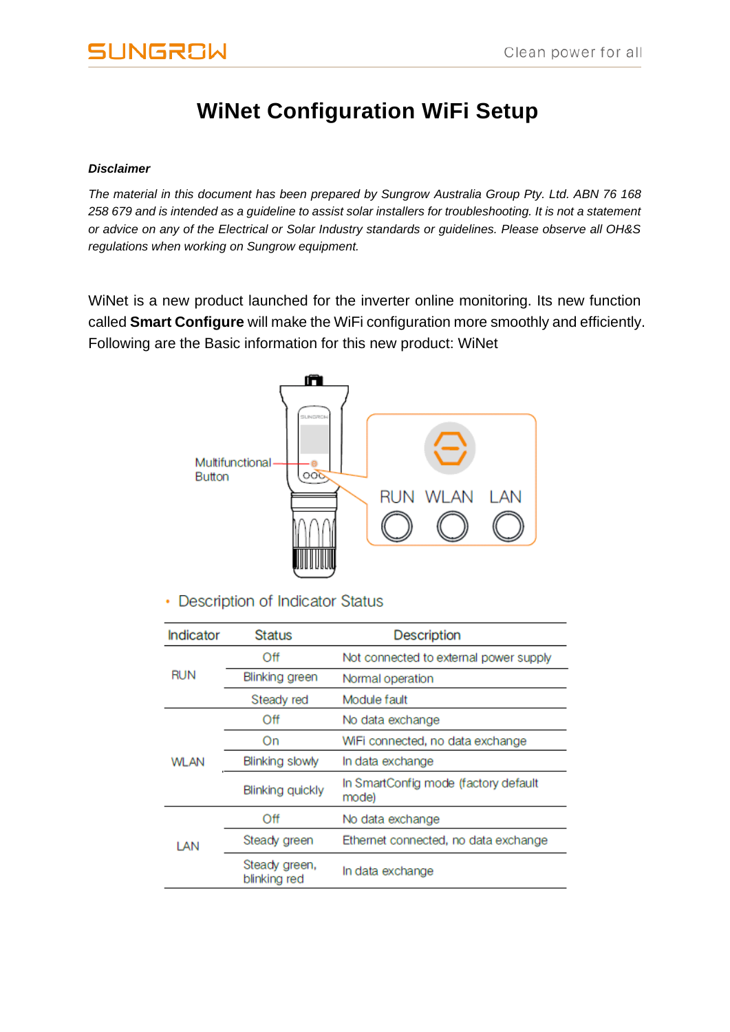# WiNet Configuration WiFi Setup

***Disclaimer***

*The material in this document has been prepared by Sungrow Australia Group Pty. Ltd. ABN 76 168 258 679 and is intended as a guideline to assist solar installers for troubleshooting. It is not a statement or advice on any of the Electrical or Solar Industry standards or guidelines. Please observe all OH&S regulations when working on Sungrow equipment.*

WiNet is a new product launched for the inverter online monitoring. Its new function called **Smart Configure** will make the WiFi configuration more smoothly and efficiently. Following are the Basic information for this new product: WiNet

Multifunctional Button

RUN WLAN LAN

- Description of Indicator Status

| Indicator | Status | Description |
| --- | --- | --- |
| RUN | Off | Not connected to external power supply |
| | Blinking green | Normal operation |
| | Steady red | Module fault |
| WLAN | Off | No data exchange |
| | On | WiFi connected, no data exchange |
| | Blinking slowly | In data exchange |
| | Blinking quickly | In SmartConfig mode (factory default mode) |
| LAN | Off | No data exchange |
| | Steady green | Ethernet connected, no data exchange |
| | Steady green, blinking red | In data exchange |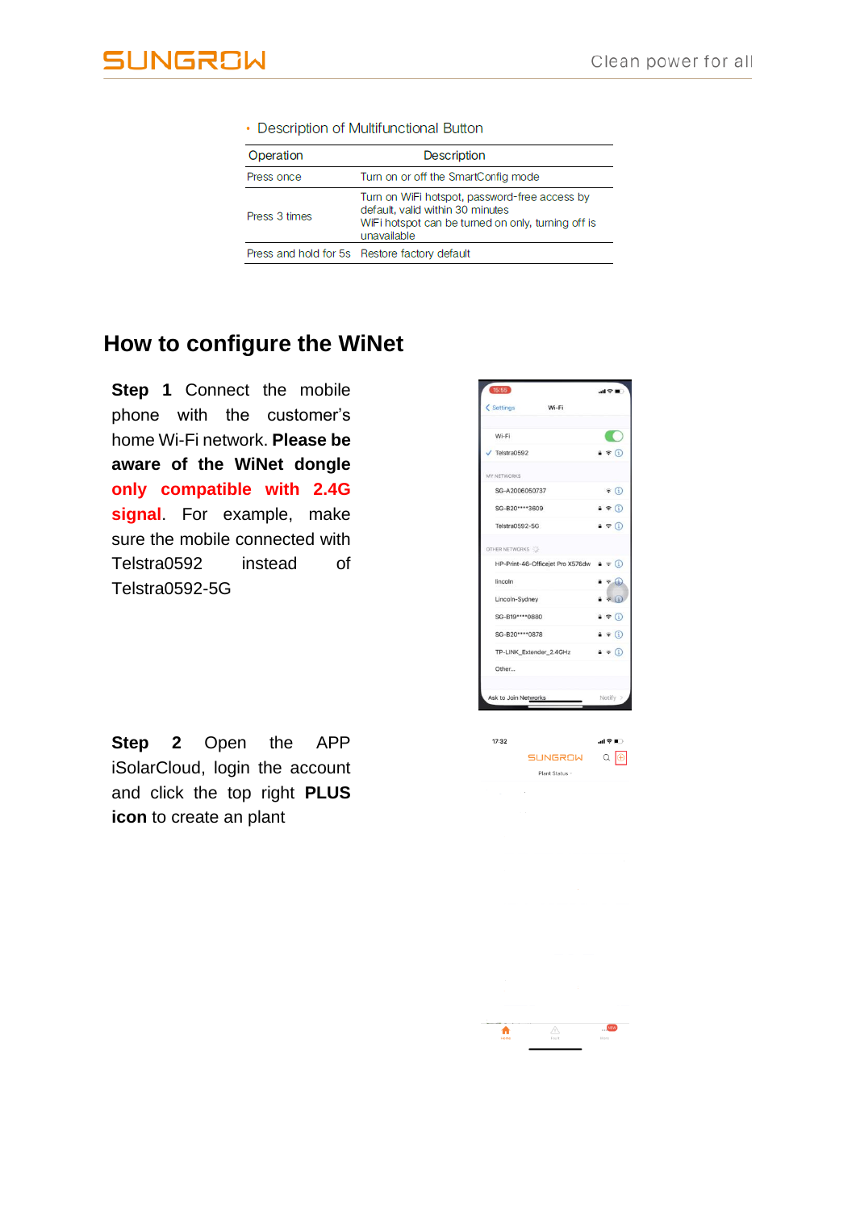- Description of Multifunctional Button

| Operation | Description |
| --- | --- |
| Press once | Turn on or off the SmartConfig mode |
| Press 3 times | Turn on WiFi hotspot, password-free access by default, valid within 30 minutes<br>WiFi hotspot can be turned on only, turning off is unavailable |
| Press and hold for 5s | Restore factory default |

## How to configure the WiNet

**Step 1** Connect the mobile phone with the customer's home Wi-Fi network. **Please be aware of the WiNet dongle only compatible with 2.4G signal**. For example, make sure the mobile connected with Telstra0592 instead of Telstra0592-5G

**Step 2** Open the APP iSolarCloud, login the account and click the top right **PLUS icon** to create an plant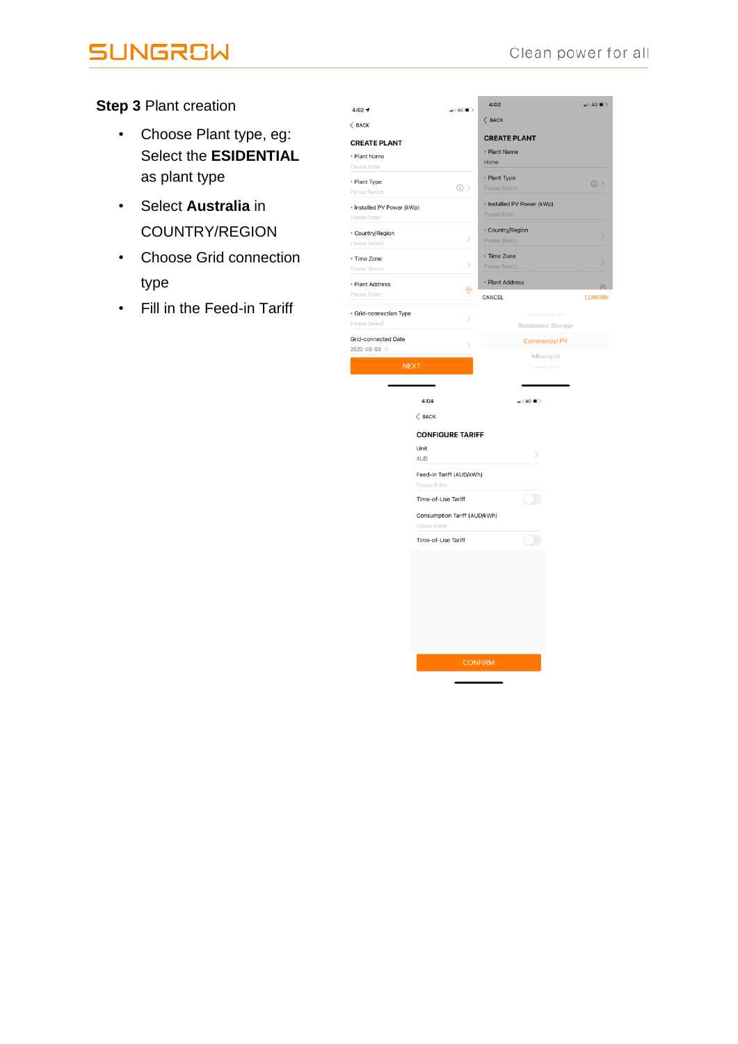**Step 3** Plant creation

- Choose Plant type, eg: Select the **ESIDENTIAL** as plant type
- Select **Australia** in COUNTRY/REGION
- Choose Grid connection type
- Fill in the Feed-in Tariff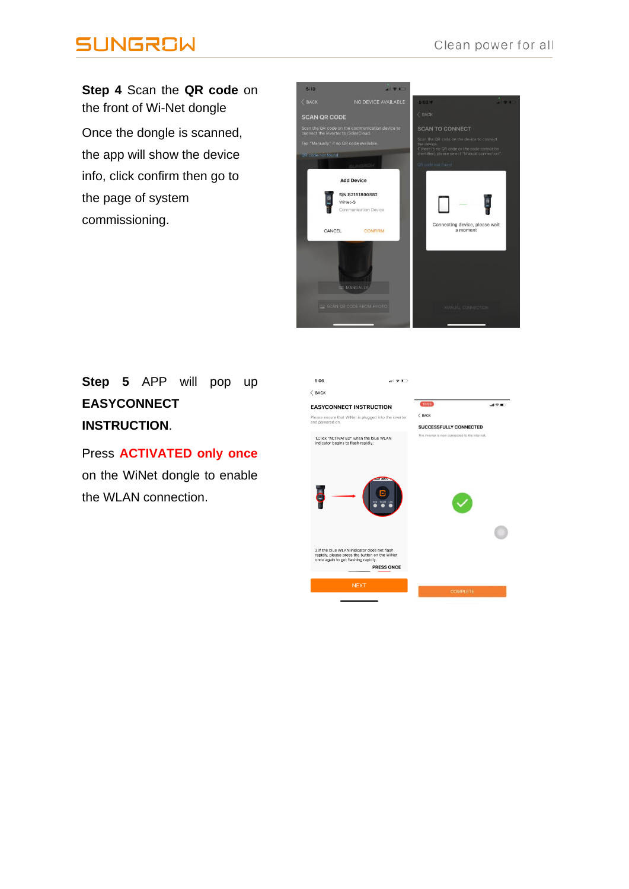**Step 4** Scan the **QR code** on the front of Wi-Net dongle

Once the dongle is scanned, the app will show the device info, click confirm then go to the page of system commissioning.

**Step 5** APP will pop up **EASYCONNECT INSTRUCTION**.

Press **ACTIVATED only once** on the WiNet dongle to enable the WLAN connection.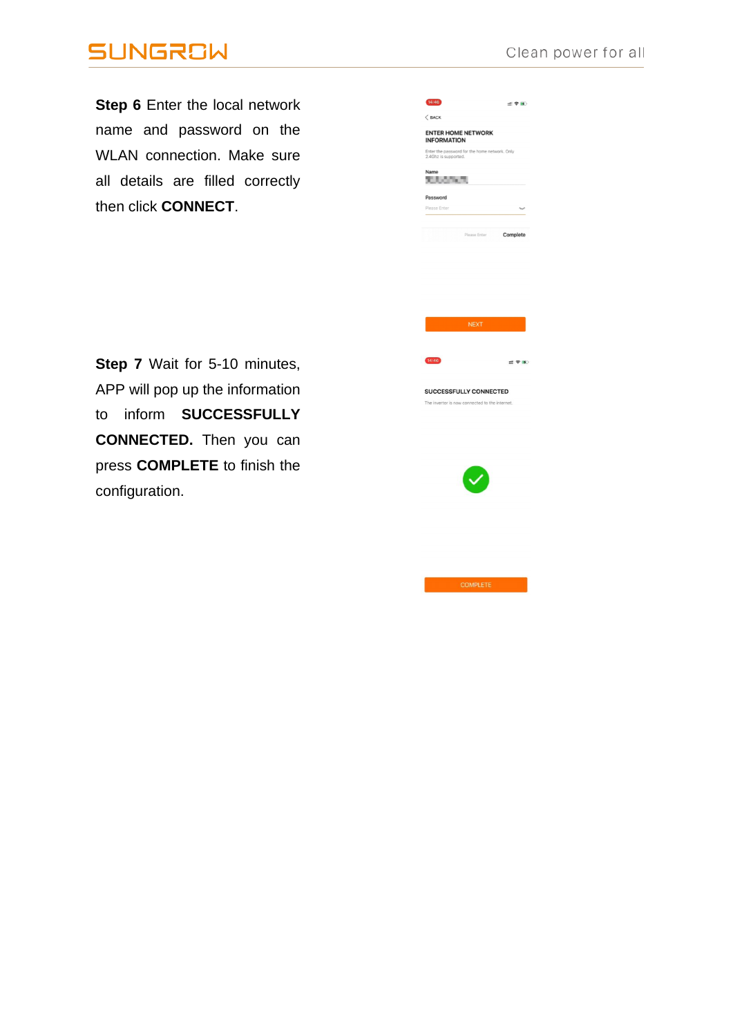**Step 6** Enter the local network name and password on the WLAN connection. Make sure all details are filled correctly then click **CONNECT**.

**Step 7** Wait for 5-10 minutes, APP will pop up the information to inform **SUCCESSFULLY CONNECTED.** Then you can press **COMPLETE** to finish the configuration.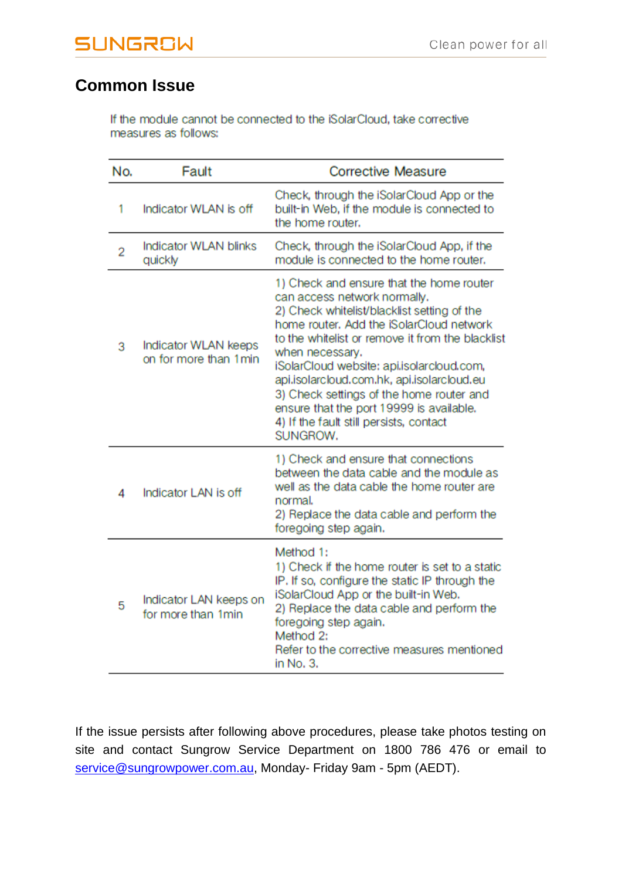## Common Issue

If the module cannot be connected to the iSolarCloud, take corrective measures as follows:

| No. | Fault | Corrective Measure |
|---|---|---|
| 1 | Indicator WLAN is off | Check, through the iSolarCloud App or the built-in Web, if the module is connected to the home router. |
| 2 | Indicator WLAN blinks quickly | Check, through the iSolarCloud App, if the module is connected to the home router. |
| 3 | Indicator WLAN keeps on for more than 1min | 1) Check and ensure that the home router can access network normally.<br>2) Check whitelist/blacklist setting of the home router. Add the iSolarCloud network to the whitelist or remove it from the blacklist when necessary.<br>iSolarCloud website: api.isolarcloud.com, api.isolarcloud.com.hk, api.isolarcloud.eu<br>3) Check settings of the home router and ensure that the port 19999 is available.<br>4) If the fault still persists, contact SUNGROW. |
| 4 | Indicator LAN is off | 1) Check and ensure that connections between the data cable and the module as well as the data cable the home router are normal.<br>2) Replace the data cable and perform the foregoing step again. |
| 5 | Indicator LAN keeps on for more than 1min | Method 1:<br>1) Check if the home router is set to a static IP. If so, configure the static IP through the iSolarCloud App or the built-in Web.<br>2) Replace the data cable and perform the foregoing step again.<br>Method 2:<br>Refer to the corrective measures mentioned in No. 3. |

If the issue persists after following above procedures, please take photos testing on site and contact Sungrow Service Department on 1800 786 476 or email to service@sungrowpower.com.au, Monday- Friday 9am - 5pm (AEDT).